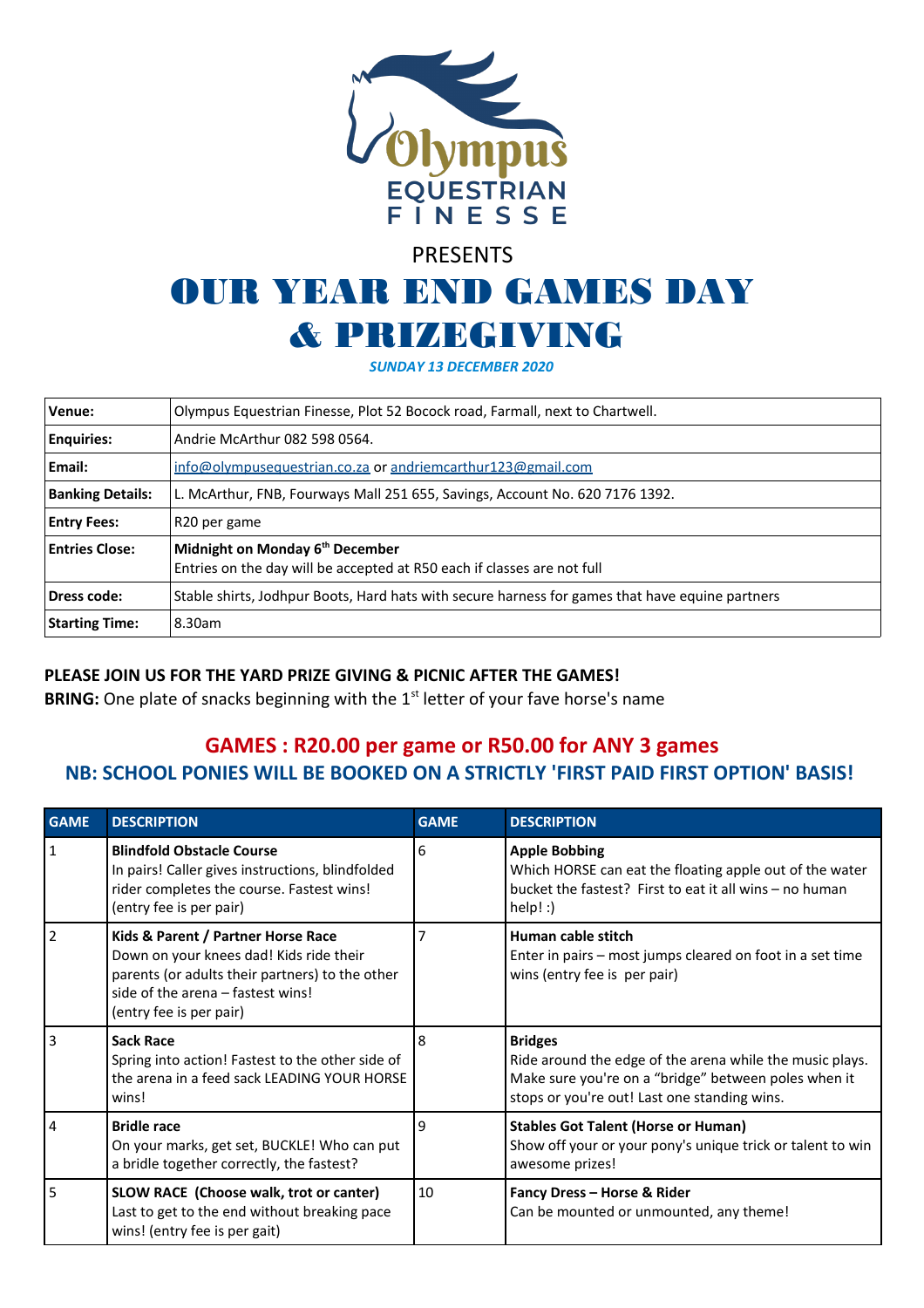Olympus
EQUESTRIAN
FINESSE

PRESENTS

# OUR YEAR END GAMES DAY & PRIZEGIVING

***SUNDAY 13 DECEMBER 2020***

| | |
|---|---|
| **Venue:** | Olympus Equestrian Finesse, Plot 52 Bocock road, Farmall, next to Chartwell. |
| **Enquiries:** | Andrie McArthur 082 598 0564. |
| **Email:** | info@olympusequestrian.co.za or andriemcarthur123@gmail.com |
| **Banking Details:** | L. McArthur, FNB, Fourways Mall 251 655, Savings, Account No. 620 7176 1392. |
| **Entry Fees:** | R20 per game |
| **Entries Close:** | **Midnight on Monday 6th December**<br>Entries on the day will be accepted at R50 each if classes are not full |
| **Dress code:** | Stable shirts, Jodhpur Boots, Hard hats with secure harness for games that have equine partners |
| **Starting Time:** | 8.30am |

**PLEASE JOIN US FOR THE YARD PRIZE GIVING & PICNIC AFTER THE GAMES!**
**BRING:** One plate of snacks beginning with the 1st letter of your fave horse's name

## GAMES : R20.00 per game or R50.00 for ANY 3 games

### NB: SCHOOL PONIES WILL BE BOOKED ON A STRICTLY 'FIRST PAID FIRST OPTION' BASIS!

| GAME | DESCRIPTION | GAME | DESCRIPTION |
|---|---|---|---|
| 1 | **Blindfold Obstacle Course**<br>In pairs! Caller gives instructions, blindfolded rider completes the course. Fastest wins! (entry fee is per pair) | 6 | **Apple Bobbing**<br>Which HORSE can eat the floating apple out of the water bucket the fastest? First to eat it all wins – no human help! :) |
| 2 | **Kids & Parent / Partner Horse Race**<br>Down on your knees dad! Kids ride their parents (or adults their partners) to the other side of the arena – fastest wins!<br>(entry fee is per pair) | 7 | **Human cable stitch**<br>Enter in pairs – most jumps cleared on foot in a set time wins (entry fee is per pair) |
| 3 | **Sack Race**<br>Spring into action! Fastest to the other side of the arena in a feed sack LEADING YOUR HORSE wins! | 8 | **Bridges**<br>Ride around the edge of the arena while the music plays. Make sure you're on a "bridge" between poles when it stops or you're out! Last one standing wins. |
| 4 | **Bridle race**<br>On your marks, get set, BUCKLE! Who can put a bridle together correctly, the fastest? | 9 | **Stables Got Talent (Horse or Human)**<br>Show off your or your pony's unique trick or talent to win awesome prizes! |
| 5 | **SLOW RACE (Choose walk, trot or canter)**<br>Last to get to the end without breaking pace wins! (entry fee is per gait) | 10 | **Fancy Dress – Horse & Rider**<br>Can be mounted or unmounted, any theme! |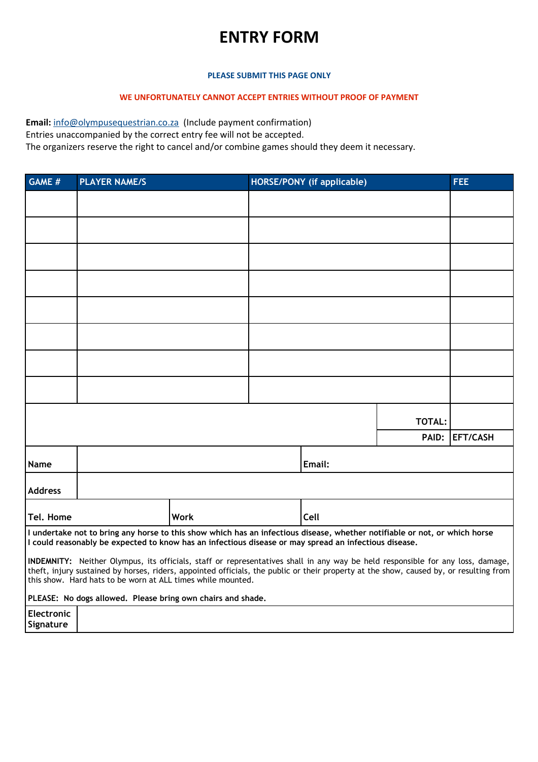# ENTRY FORM

**PLEASE SUBMIT THIS PAGE ONLY**

**WE UNFORTUNATELY CANNOT ACCEPT ENTRIES WITHOUT PROOF OF PAYMENT**

**Email:** info@olympusequestrian.co.za (Include payment confirmation)
Entries unaccompanied by the correct entry fee will not be accepted.
The organizers reserve the right to cancel and/or combine games should they deem it necessary.

| GAME # | PLAYER NAME/S | HORSE/PONY (if applicable) | FEE |
|---|---|---|---|
| | | | |
| | | | |
| | | | |
| | | | |
| | | | |
| | | | |
| | | | |
| | | | |
| | | **TOTAL:** | |
| | | **PAID:** | **EFT/CASH** |

| | | | |
|---|---|---|---|
| **Name** | | **Email:** | |
| **Address** | | | |
| **Tel. Home** | **Work** | **Cell** | |

**I undertake not to bring any horse to this show which has an infectious disease, whether notifiable or not, or which horse I could reasonably be expected to know has an infectious disease or may spread an infectious disease.**

**INDEMNITY:** Neither Olympus, its officials, staff or representatives shall in any way be held responsible for any loss, damage, theft, injury sustained by horses, riders, appointed officials, the public or their property at the show, caused by, or resulting from this show. Hard hats to be worn at ALL times while mounted.

**PLEASE: No dogs allowed. Please bring own chairs and shade.**

| | |
|---|---|
| **Electronic Signature** | |